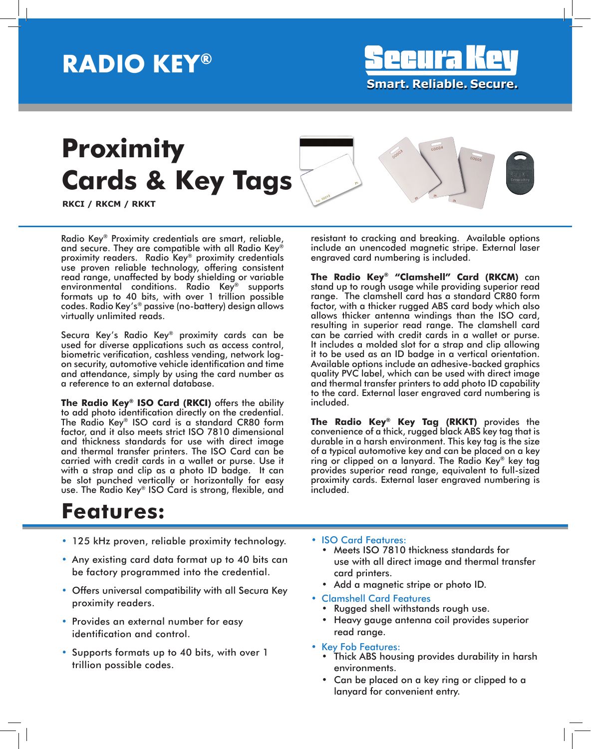# RADIO KEY®

Secura Key

Smart. Reliable. Secure.

# Proximity Cards & Key Tags

**RKCI / RKCM / RKKT**

Radio Key® Proximity credentials are smart, reliable, and secure. They are compatible with all Radio Key® proximity readers. Radio Key® proximity credentials use proven reliable technology, offering consistent read range, unaffected by body shielding or variable environmental conditions. Radio Key® supports formats up to 40 bits, with over 1 trillion possible codes. Radio Key's® passive (no-battery) design allows virtually unlimited reads.

Secura Key's Radio Key® proximity cards can be used for diverse applications such as access control, biometric verification, cashless vending, network log-on security, automotive vehicle identification and time and attendance, simply by using the card number as a reference to an external database.

**The Radio Key® ISO Card (RKCI)** offers the ability to add photo identification directly on the credential. The Radio Key® ISO card is a standard CR80 form factor, and it also meets strict ISO 7810 dimensional and thickness standards for use with direct image and thermal transfer printers. The ISO Card can be carried with credit cards in a wallet or purse. Use it with a strap and clip as a photo ID badge. It can be slot punched vertically or horizontally for easy use. The Radio Key® ISO Card is strong, flexible, and resistant to cracking and breaking. Available options include an unencoded magnetic stripe. External laser engraved card numbering is included.

**The Radio Key® "Clamshell" Card (RKCM)** can stand up to rough usage while providing superior read range. The clamshell card has a standard CR80 form factor, with a thicker rugged ABS card body which also allows thicker antenna windings than the ISO card, resulting in superior read range. The clamshell card can be carried with credit cards in a wallet or purse. It includes a molded slot for a strap and clip allowing it to be used as an ID badge in a vertical orientation. Available options include an adhesive-backed graphics quality PVC label, which can be used with direct image and thermal transfer printers to add photo ID capability to the card. External laser engraved card numbering is included.

**The Radio Key® Key Tag (RKKT)** provides the convenience of a thick, rugged black ABS key tag that is durable in a harsh environment. This key tag is the size of a typical automotive key and can be placed on a key ring or clipped on a lanyard. The Radio Key® key tag provides superior read range, equivalent to full-sized proximity cards. External laser engraved numbering is included.

## Features:

- 125 kHz proven, reliable proximity technology.
- Any existing card data format up to 40 bits can be factory programmed into the credential.
- Offers universal compatibility with all Secura Key proximity readers.
- Provides an external number for easy identification and control.
- Supports formats up to 40 bits, with over 1 trillion possible codes.
- ISO Card Features:
  - Meets ISO 7810 thickness standards for use with all direct image and thermal transfer card printers.
  - Add a magnetic stripe or photo ID.
- Clamshell Card Features
  - Rugged shell withstands rough use.
  - Heavy gauge antenna coil provides superior read range.
- Key Fob Features:
  - Thick ABS housing provides durability in harsh environments.
  - Can be placed on a key ring or clipped to a lanyard for convenient entry.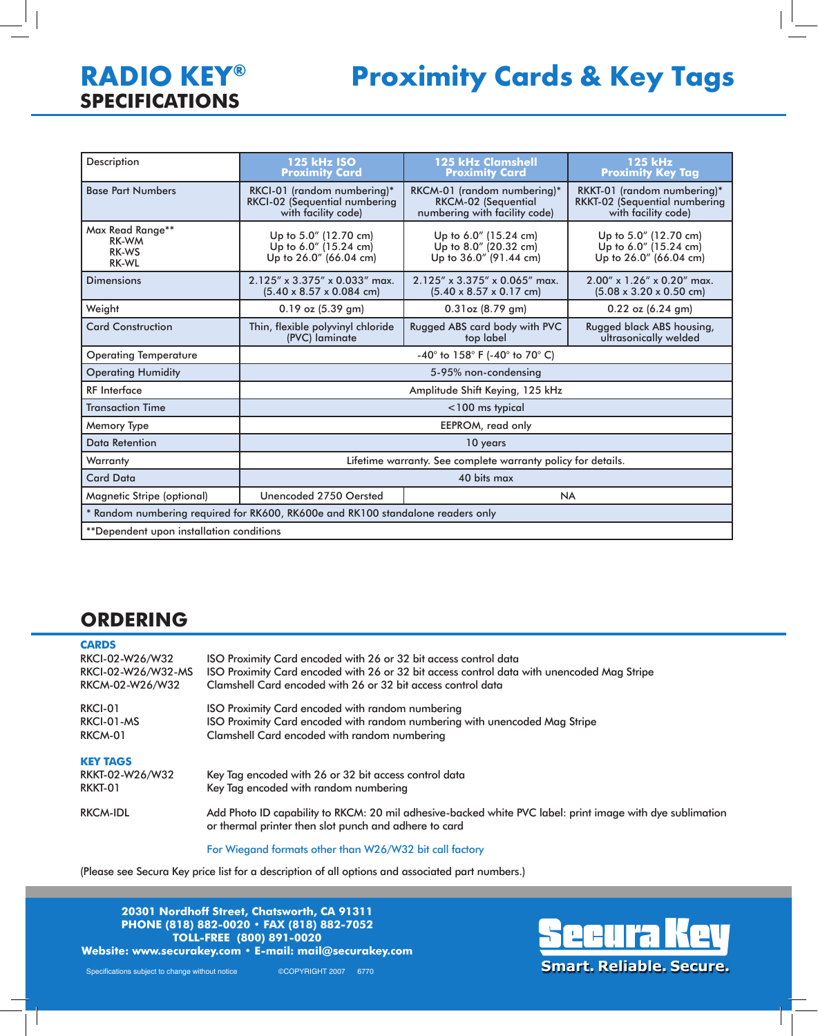# RADIO KEY® SPECIFICATIONS

# Proximity Cards & Key Tags

| Description | 125 kHz ISO Proximity Card | 125 kHz Clamshell Proximity Card | 125 kHz Proximity Key Tag |
|---|---|---|---|
| Base Part Numbers | RKCI-01 (random numbering)* RKCI-02 (Sequential numbering with facility code) | RKCM-01 (random numbering)* RKCM-02 (Sequential numbering with facility code) | RKKT-01 (random numbering)* RKKT-02 (Sequential numbering with facility code) |
| Max Read Range** RK-WM RK-WS RK-WL | Up to 5.0" (12.70 cm) Up to 6.0" (15.24 cm) Up to 26.0" (66.04 cm) | Up to 6.0" (15.24 cm) Up to 8.0" (20.32 cm) Up to 36.0" (91.44 cm) | Up to 5.0" (12.70 cm) Up to 6.0" (15.24 cm) Up to 26.0" (66.04 cm) |
| Dimensions | 2.125" x 3.375" x 0.033" max. (5.40 x 8.57 x 0.084 cm) | 2.125" x 3.375" x 0.065" max. (5.40 x 8.57 x 0.17 cm) | 2.00" x 1.26" x 0.20" max. (5.08 x 3.20 x 0.50 cm) |
| Weight | 0.19 oz (5.39 gm) | 0.31oz (8.79 gm) | 0.22 oz (6.24 gm) |
| Card Construction | Thin, flexible polyvinyl chloride (PVC) laminate | Rugged ABS card body with PVC top label | Rugged black ABS housing, ultrasonically welded |
| Operating Temperature | -40° to 158° F (-40° to 70° C) | | |
| Operating Humidity | 5-95% non-condensing | | |
| RF Interface | Amplitude Shift Keying, 125 kHz | | |
| Transaction Time | <100 ms typical | | |
| Memory Type | EEPROM, read only | | |
| Data Retention | 10 years | | |
| Warranty | Lifetime warranty. See complete warranty policy for details. | | |
| Card Data | 40 bits max | | |
| Magnetic Stripe (optional) | Unencoded 2750 Oersted | NA | |
| * Random numbering required for RK600, RK600e and RK100 standalone readers only | | | |
| **Dependent upon installation conditions | | | |

## ORDERING

### CARDS

| | |
|---|---|
| RKCI-02-W26/W32 | ISO Proximity Card encoded with 26 or 32 bit access control data |
| RKCI-02-W26/W32-MS | ISO Proximity Card encoded with 26 or 32 bit access control data with unencoded Mag Stripe |
| RKCM-02-W26/W32 | Clamshell Card encoded with 26 or 32 bit access control data |
| RKCI-01 | ISO Proximity Card encoded with random numbering |
| RKCI-01-MS | ISO Proximity Card encoded with random numbering with unencoded Mag Stripe |
| RKCM-01 | Clamshell Card encoded with random numbering |

### KEY TAGS

| | |
|---|---|
| RKKT-02-W26/W32 | Key Tag encoded with 26 or 32 bit access control data |
| RKKT-01 | Key Tag encoded with random numbering |
| RKCM-IDL | Add Photo ID capability to RKCM: 20 mil adhesive-backed white PVC label: print image with dye sublimation or thermal printer then slot punch and adhere to card |

For Wiegand formats other than W26/W32 bit call factory

(Please see Secura Key price list for a description of all options and associated part numbers.)

**20301 Nordhoff Street, Chatsworth, CA 91311**
**PHONE (818) 882-0020 • FAX (818) 882-7052**
**TOLL-FREE (800) 891-0020**
**Website: www.securakey.com • E-mail: mail@securakey.com**

Specifications subject to change without notice ©COPYRIGHT 2007 6770

Secura Key
Smart. Reliable. Secure.